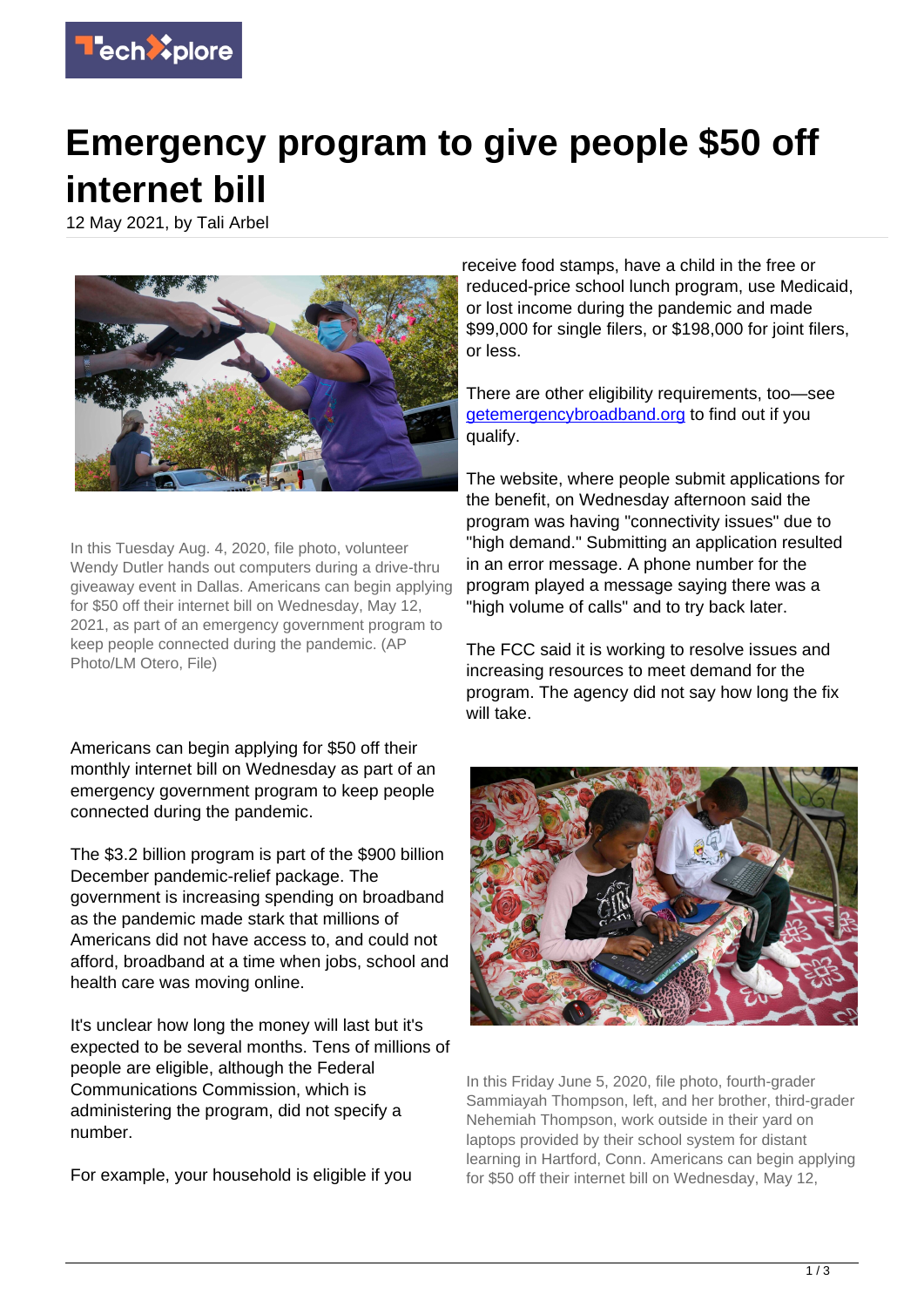# Emergency program to give people $50 off internet bill

12 May 2021, by Tali Arbel

In this Tuesday Aug. 4, 2020, file photo, volunteer Wendy Dutler hands out computers during a drive-thru giveaway event in Dallas. Americans can begin applying for $50 off their internet bill on Wednesday, May 12, 2021, as part of an emergency government program to keep people connected during the pandemic. (AP Photo/LM Otero, File)

Americans can begin applying for $50 off their monthly internet bill on Wednesday as part of an emergency government program to keep people connected during the pandemic.

The $3.2 billion program is part of the $900 billion December pandemic-relief package. The government is increasing spending on broadband as the pandemic made stark that millions of Americans did not have access to, and could not afford, broadband at a time when jobs, school and health care was moving online.

It's unclear how long the money will last but it's expected to be several months. Tens of millions of people are eligible, although the Federal Communications Commission, which is administering the program, did not specify a number.

For example, your household is eligible if you receive food stamps, have a child in the free or reduced-price school lunch program, use Medicaid, or lost income during the pandemic and made $99,000 for single filers, or $198,000 for joint filers, or less.

There are other eligibility requirements, too—see getemergencybroadband.org to find out if you qualify.

The website, where people submit applications for the benefit, on Wednesday afternoon said the program was having "connectivity issues" due to "high demand." Submitting an application resulted in an error message. A phone number for the program played a message saying there was a "high volume of calls" and to try back later.

The FCC said it is working to resolve issues and increasing resources to meet demand for the program. The agency did not say how long the fix will take.

In this Friday June 5, 2020, file photo, fourth-grader Sammiayah Thompson, left, and her brother, third-grader Nehemiah Thompson, work outside in their yard on laptops provided by their school system for distant learning in Hartford, Conn. Americans can begin applying for $50 off their internet bill on Wednesday, May 12,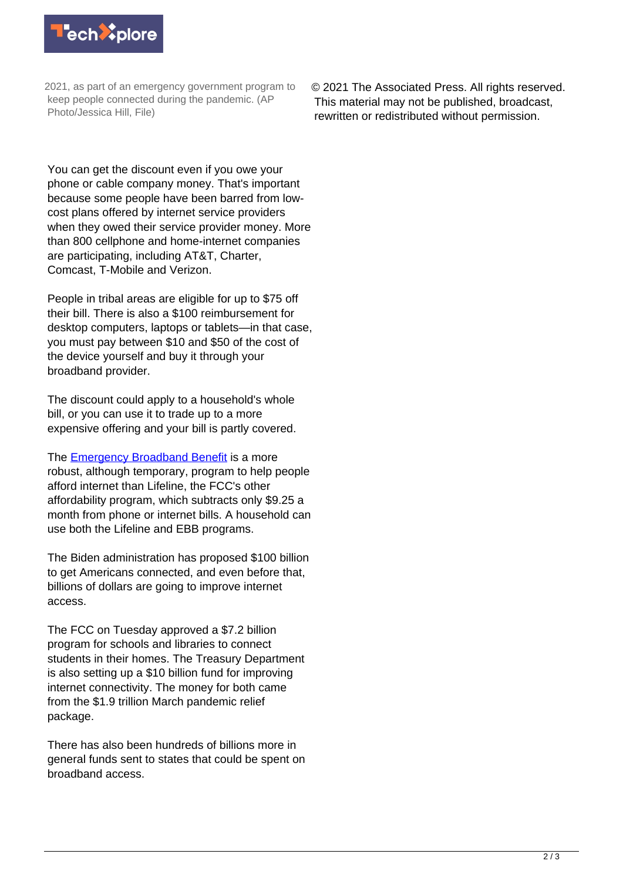2021, as part of an emergency government program to keep people connected during the pandemic. (AP Photo/Jessica Hill, File)

You can get the discount even if you owe your phone or cable company money. That's important because some people have been barred from low-cost plans offered by internet service providers when they owed their service provider money. More than 800 cellphone and home-internet companies are participating, including AT&T, Charter, Comcast, T-Mobile and Verizon.

People in tribal areas are eligible for up to $75 off their bill. There is also a $100 reimbursement for desktop computers, laptops or tablets—in that case, you must pay between $10 and $50 of the cost of the device yourself and buy it through your broadband provider.

The discount could apply to a household's whole bill, or you can use it to trade up to a more expensive offering and your bill is partly covered.

The Emergency Broadband Benefit is a more robust, although temporary, program to help people afford internet than Lifeline, the FCC's other affordability program, which subtracts only $9.25 a month from phone or internet bills. A household can use both the Lifeline and EBB programs.

The Biden administration has proposed $100 billion to get Americans connected, and even before that, billions of dollars are going to improve internet access.

The FCC on Tuesday approved a $7.2 billion program for schools and libraries to connect students in their homes. The Treasury Department is also setting up a $10 billion fund for improving internet connectivity. The money for both came from the $1.9 trillion March pandemic relief package.

There has also been hundreds of billions more in general funds sent to states that could be spent on broadband access.

© 2021 The Associated Press. All rights reserved. This material may not be published, broadcast, rewritten or redistributed without permission.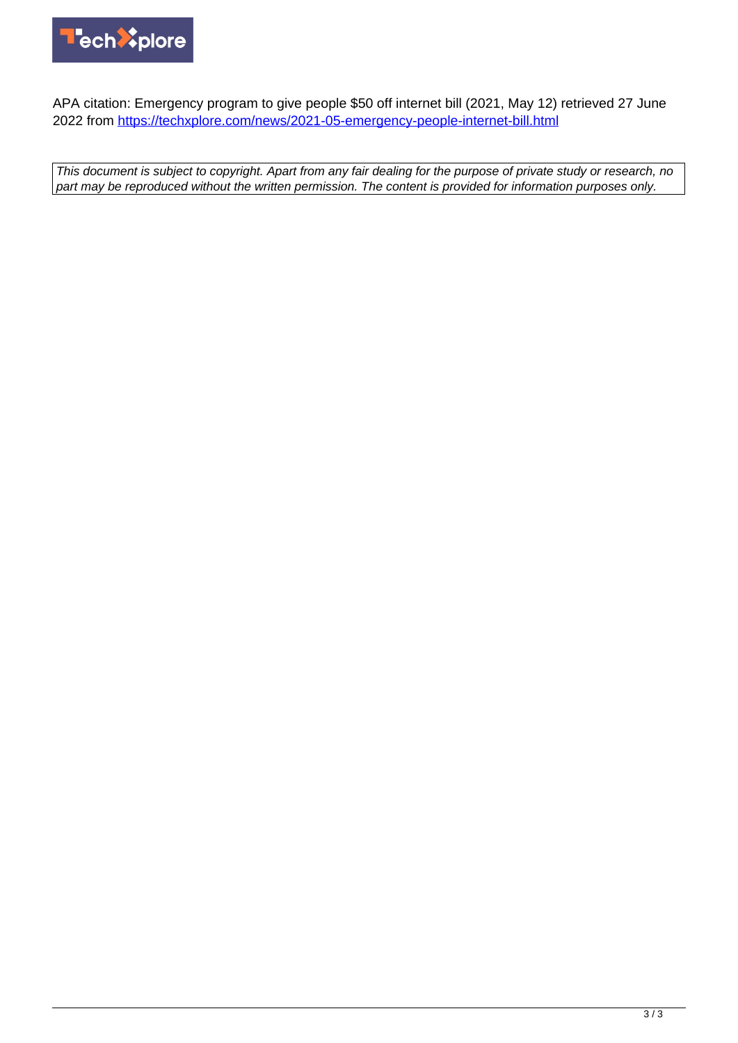APA citation: Emergency program to give people $50 off internet bill (2021, May 12) retrieved 27 June 2022 from https://techxplore.com/news/2021-05-emergency-people-internet-bill.html

*This document is subject to copyright. Apart from any fair dealing for the purpose of private study or research, no part may be reproduced without the written permission. The content is provided for information purposes only.*